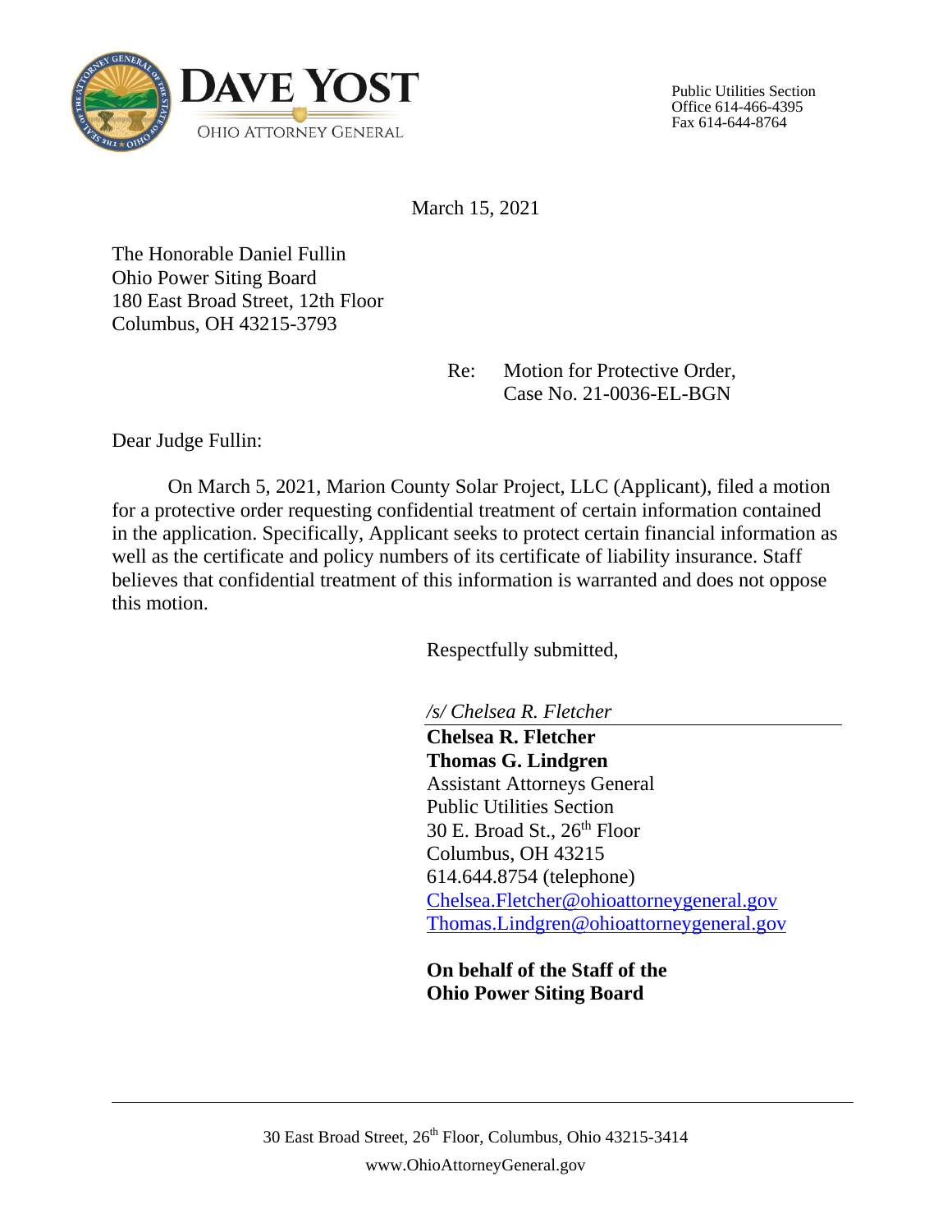**DAVE YOST**
OHIO ATTORNEY GENERAL

Public Utilities Section
Office 614-466-4395
Fax 614-644-8764

March 15, 2021

The Honorable Daniel Fullin
Ohio Power Siting Board
180 East Broad Street, 12th Floor
Columbus, OH 43215-3793

Re: Motion for Protective Order,
Case No. 21-0036-EL-BGN

Dear Judge Fullin:

On March 5, 2021, Marion County Solar Project, LLC (Applicant), filed a motion for a protective order requesting confidential treatment of certain information contained in the application. Specifically, Applicant seeks to protect certain financial information as well as the certificate and policy numbers of its certificate of liability insurance. Staff believes that confidential treatment of this information is warranted and does not oppose this motion.

Respectfully submitted,

*/s/ Chelsea R. Fletcher*

**Chelsea R. Fletcher**
**Thomas G. Lindgren**
Assistant Attorneys General
Public Utilities Section
30 E. Broad St., 26th Floor
Columbus, OH 43215
614.644.8754 (telephone)
Chelsea.Fletcher@ohioattorneygeneral.gov
Thomas.Lindgren@ohioattorneygeneral.gov

**On behalf of the Staff of the Ohio Power Siting Board**

30 East Broad Street, 26th Floor, Columbus, Ohio 43215-3414
www.OhioAttorneyGeneral.gov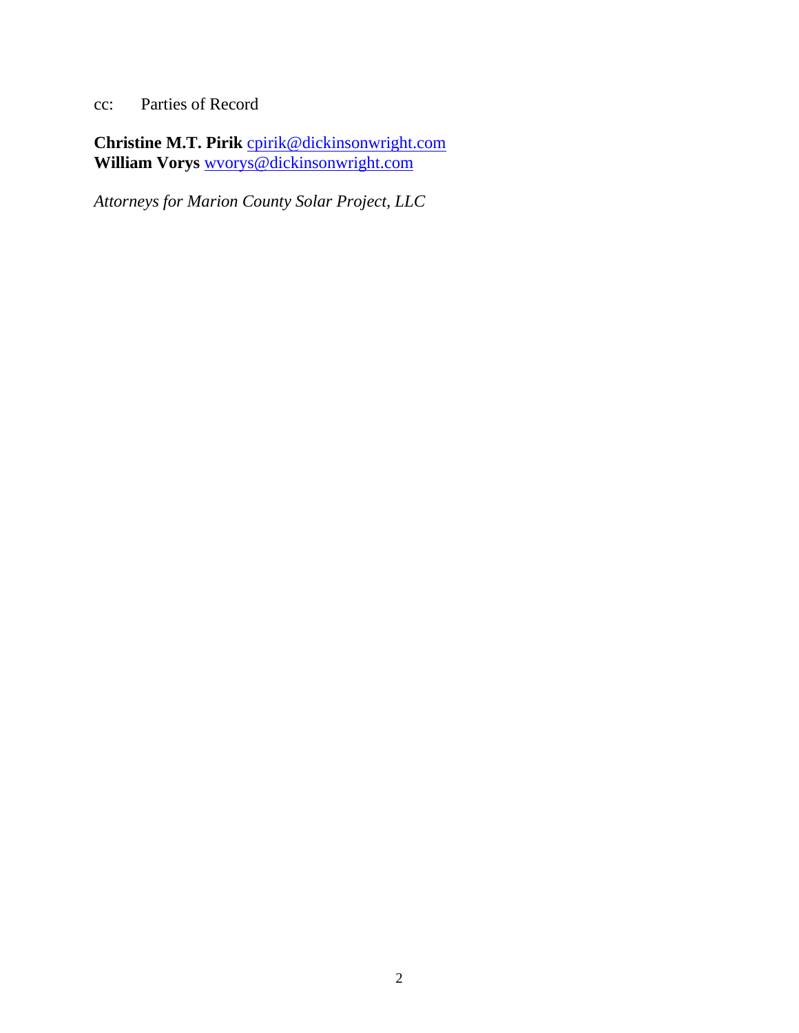cc: Parties of Record

**Christine M.T. Pirik** cpirik@dickinsonwright.com
**William Vorys** wvorys@dickinsonwright.com

*Attorneys for Marion County Solar Project, LLC*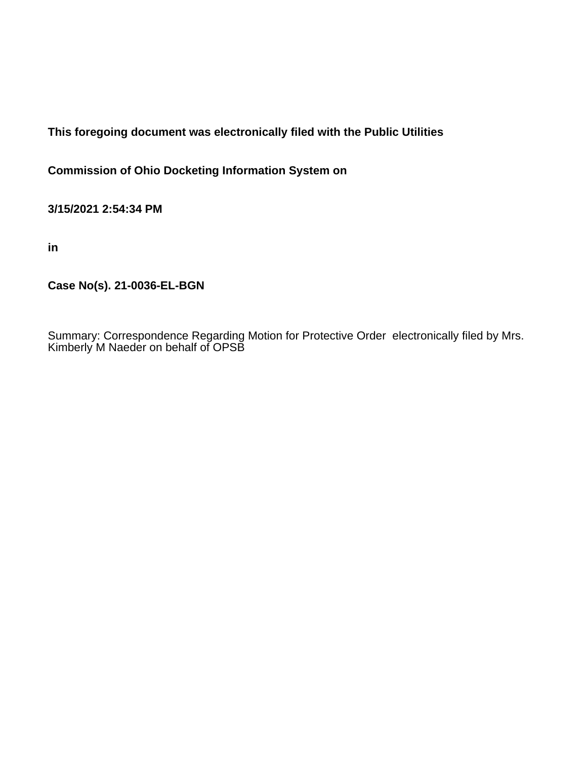**This foregoing document was electronically filed with the Public Utilities**

**Commission of Ohio Docketing Information System on**

**3/15/2021 2:54:34 PM**

**in**

**Case No(s). 21-0036-EL-BGN**

Summary: Correspondence Regarding Motion for Protective Order electronically filed by Mrs. Kimberly M Naeder on behalf of OPSB